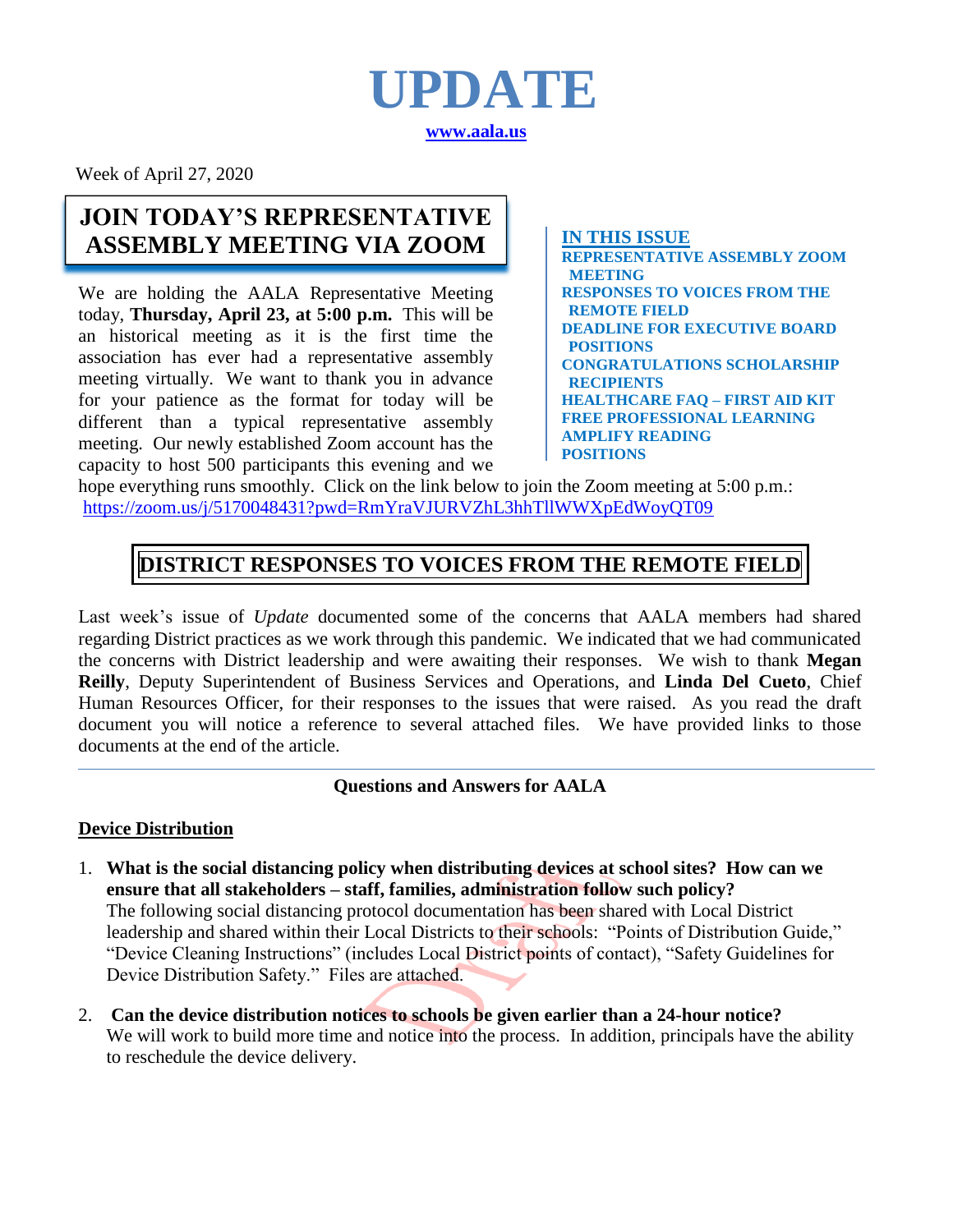# UPDATE

**www.aala.us**

Week of April 27, 2020

## JOIN TODAY'S REPRESENTATIVE ASSEMBLY MEETING VIA ZOOM

We are holding the AALA Representative Meeting today, **Thursday, April 23, at 5:00 p.m.** This will be an historical meeting as it is the first time the association has ever had a representative assembly meeting virtually. We want to thank you in advance for your patience as the format for today will be different than a typical representative assembly meeting. Our newly established Zoom account has the capacity to host 500 participants this evening and we hope everything runs smoothly. Click on the link below to join the Zoom meeting at 5:00 p.m.:
https://zoom.us/j/5170048431?pwd=RmYraVJURVZhL3hhTllWWXpEdWoyQT09

**IN THIS ISSUE**
- REPRESENTATIVE ASSEMBLY ZOOM MEETING
- RESPONSES TO VOICES FROM THE REMOTE FIELD
- DEADLINE FOR EXECUTIVE BOARD POSITIONS
- CONGRATULATIONS SCHOLARSHIP RECIPIENTS
- HEALTHCARE FAQ – FIRST AID KIT
- FREE PROFESSIONAL LEARNING
- AMPLIFY READING
- POSITIONS

## DISTRICT RESPONSES TO VOICES FROM THE REMOTE FIELD

Last week's issue of *Update* documented some of the concerns that AALA members had shared regarding District practices as we work through this pandemic. We indicated that we had communicated the concerns with District leadership and were awaiting their responses. We wish to thank **Megan Reilly**, Deputy Superintendent of Business Services and Operations, and **Linda Del Cueto**, Chief Human Resources Officer, for their responses to the issues that were raised. As you read the draft document you will notice a reference to several attached files. We have provided links to those documents at the end of the article.

---

**Questions and Answers for AALA**

**Device Distribution**

1. **What is the social distancing policy when distributing devices at school sites? How can we ensure that all stakeholders – staff, families, administration follow such policy?**
   The following social distancing protocol documentation has been shared with Local District leadership and shared within their Local Districts to their schools: "Points of Distribution Guide," "Device Cleaning Instructions" (includes Local District points of contact), "Safety Guidelines for Device Distribution Safety." Files are attached.

2. **Can the device distribution notices to schools be given earlier than a 24-hour notice?**
   We will work to build more time and notice into the process. In addition, principals have the ability to reschedule the device delivery.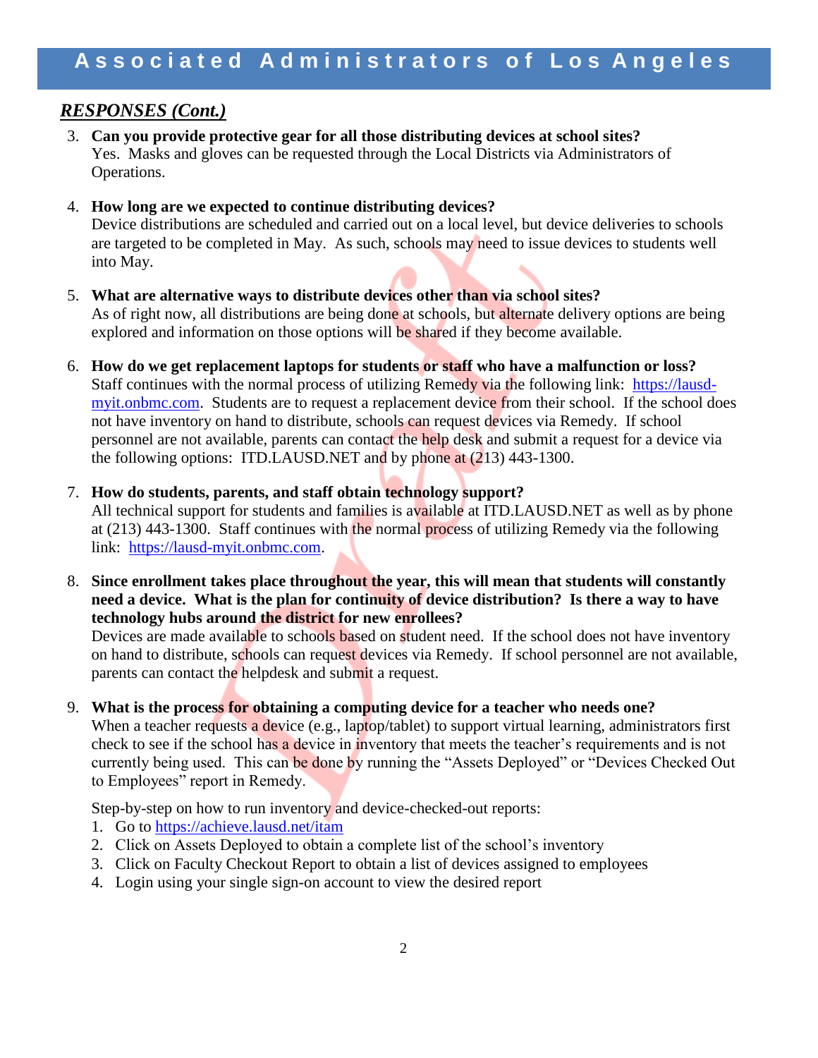## RESPONSES (Cont.)

3. **Can you provide protective gear for all those distributing devices at school sites?**
   Yes. Masks and gloves can be requested through the Local Districts via Administrators of Operations.

4. **How long are we expected to continue distributing devices?**
   Device distributions are scheduled and carried out on a local level, but device deliveries to schools are targeted to be completed in May. As such, schools may need to issue devices to students well into May.

5. **What are alternative ways to distribute devices other than via school sites?**
   As of right now, all distributions are being done at schools, but alternate delivery options are being explored and information on those options will be shared if they become available.

6. **How do we get replacement laptops for students or staff who have a malfunction or loss?**
   Staff continues with the normal process of utilizing Remedy via the following link: https://lausd-myit.onbmc.com. Students are to request a replacement device from their school. If the school does not have inventory on hand to distribute, schools can request devices via Remedy. If school personnel are not available, parents can contact the help desk and submit a request for a device via the following options: ITD.LAUSD.NET and by phone at (213) 443-1300.

7. **How do students, parents, and staff obtain technology support?**
   All technical support for students and families is available at ITD.LAUSD.NET as well as by phone at (213) 443-1300. Staff continues with the normal process of utilizing Remedy via the following link: https://lausd-myit.onbmc.com.

8. **Since enrollment takes place throughout the year, this will mean that students will constantly need a device. What is the plan for continuity of device distribution? Is there a way to have technology hubs around the district for new enrollees?**
   Devices are made available to schools based on student need. If the school does not have inventory on hand to distribute, schools can request devices via Remedy. If school personnel are not available, parents can contact the helpdesk and submit a request.

9. **What is the process for obtaining a computing device for a teacher who needs one?**
   When a teacher requests a device (e.g., laptop/tablet) to support virtual learning, administrators first check to see if the school has a device in inventory that meets the teacher's requirements and is not currently being used. This can be done by running the "Assets Deployed" or "Devices Checked Out to Employees" report in Remedy.

   Step-by-step on how to run inventory and device-checked-out reports:
   1. Go to https://achieve.lausd.net/itam
   2. Click on Assets Deployed to obtain a complete list of the school's inventory
   3. Click on Faculty Checkout Report to obtain a list of devices assigned to employees
   4. Login using your single sign-on account to view the desired report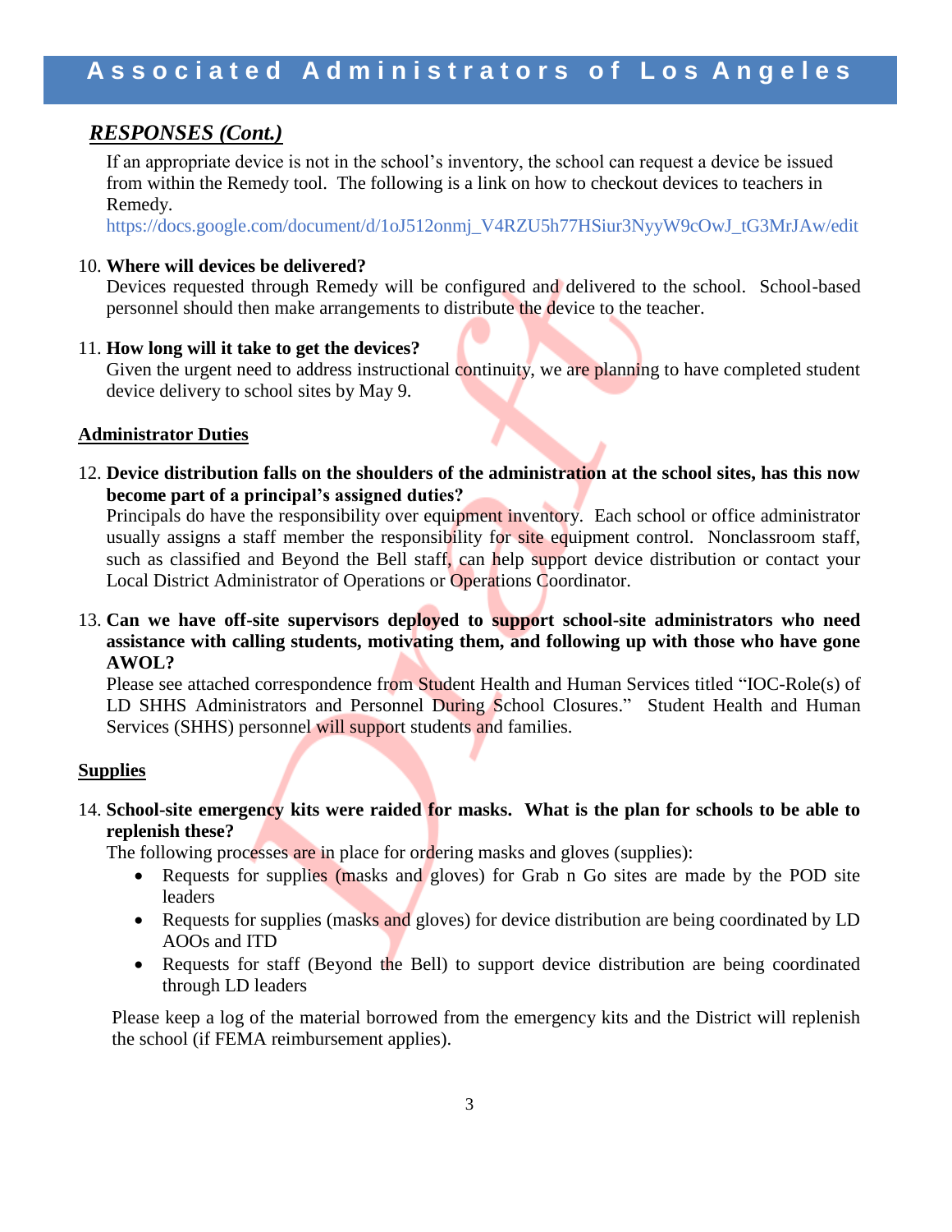## *RESPONSES (Cont.)*

If an appropriate device is not in the school's inventory, the school can request a device be issued from within the Remedy tool. The following is a link on how to checkout devices to teachers in Remedy.
https://docs.google.com/document/d/1oJ512onmj_V4RZU5h77HSiur3NyyW9cOwJ_tG3MrJAw/edit

10. **Where will devices be delivered?**
    Devices requested through Remedy will be configured and delivered to the school. School-based personnel should then make arrangements to distribute the device to the teacher.

11. **How long will it take to get the devices?**
    Given the urgent need to address instructional continuity, we are planning to have completed student device delivery to school sites by May 9.

**Administrator Duties**

12. **Device distribution falls on the shoulders of the administration at the school sites, has this now become part of a principal's assigned duties?**
    Principals do have the responsibility over equipment inventory. Each school or office administrator usually assigns a staff member the responsibility for site equipment control. Nonclassroom staff, such as classified and Beyond the Bell staff, can help support device distribution or contact your Local District Administrator of Operations or Operations Coordinator.

13. **Can we have off-site supervisors deployed to support school-site administrators who need assistance with calling students, motivating them, and following up with those who have gone AWOL?**
    Please see attached correspondence from Student Health and Human Services titled "IOC-Role(s) of LD SHHS Administrators and Personnel During School Closures." Student Health and Human Services (SHHS) personnel will support students and families.

**Supplies**

14. **School-site emergency kits were raided for masks. What is the plan for schools to be able to replenish these?**
    The following processes are in place for ordering masks and gloves (supplies):
    - Requests for supplies (masks and gloves) for Grab n Go sites are made by the POD site leaders
    - Requests for supplies (masks and gloves) for device distribution are being coordinated by LD AOOs and ITD
    - Requests for staff (Beyond the Bell) to support device distribution are being coordinated through LD leaders

    Please keep a log of the material borrowed from the emergency kits and the District will replenish the school (if FEMA reimbursement applies).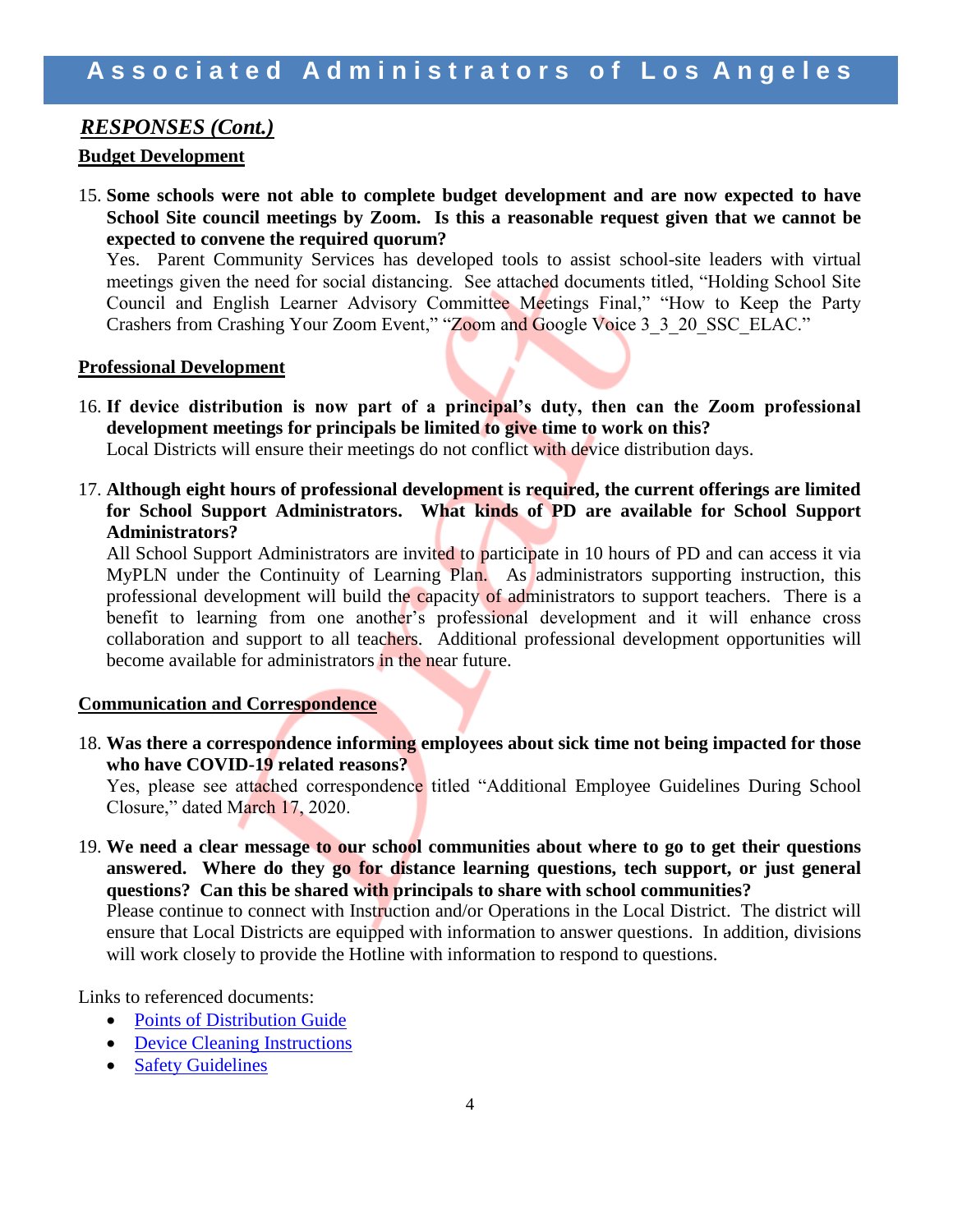## *RESPONSES (Cont.)*

**Budget Development**

15. **Some schools were not able to complete budget development and are now expected to have School Site council meetings by Zoom. Is this a reasonable request given that we cannot be expected to convene the required quorum?**
    Yes. Parent Community Services has developed tools to assist school-site leaders with virtual meetings given the need for social distancing. See attached documents titled, "Holding School Site Council and English Learner Advisory Committee Meetings Final," "How to Keep the Party Crashers from Crashing Your Zoom Event," "Zoom and Google Voice 3_3_20_SSC_ELAC."

**Professional Development**

16. **If device distribution is now part of a principal's duty, then can the Zoom professional development meetings for principals be limited to give time to work on this?**
    Local Districts will ensure their meetings do not conflict with device distribution days.

17. **Although eight hours of professional development is required, the current offerings are limited for School Support Administrators. What kinds of PD are available for School Support Administrators?**
    All School Support Administrators are invited to participate in 10 hours of PD and can access it via MyPLN under the Continuity of Learning Plan. As administrators supporting instruction, this professional development will build the capacity of administrators to support teachers. There is a benefit to learning from one another's professional development and it will enhance cross collaboration and support to all teachers. Additional professional development opportunities will become available for administrators in the near future.

**Communication and Correspondence**

18. **Was there a correspondence informing employees about sick time not being impacted for those who have COVID-19 related reasons?**
    Yes, please see attached correspondence titled "Additional Employee Guidelines During School Closure," dated March 17, 2020.

19. **We need a clear message to our school communities about where to go to get their questions answered. Where do they go for distance learning questions, tech support, or just general questions? Can this be shared with principals to share with school communities?**
    Please continue to connect with Instruction and/or Operations in the Local District. The district will ensure that Local Districts are equipped with information to answer questions. In addition, divisions will work closely to provide the Hotline with information to respond to questions.

Links to referenced documents:

- Points of Distribution Guide
- Device Cleaning Instructions
- Safety Guidelines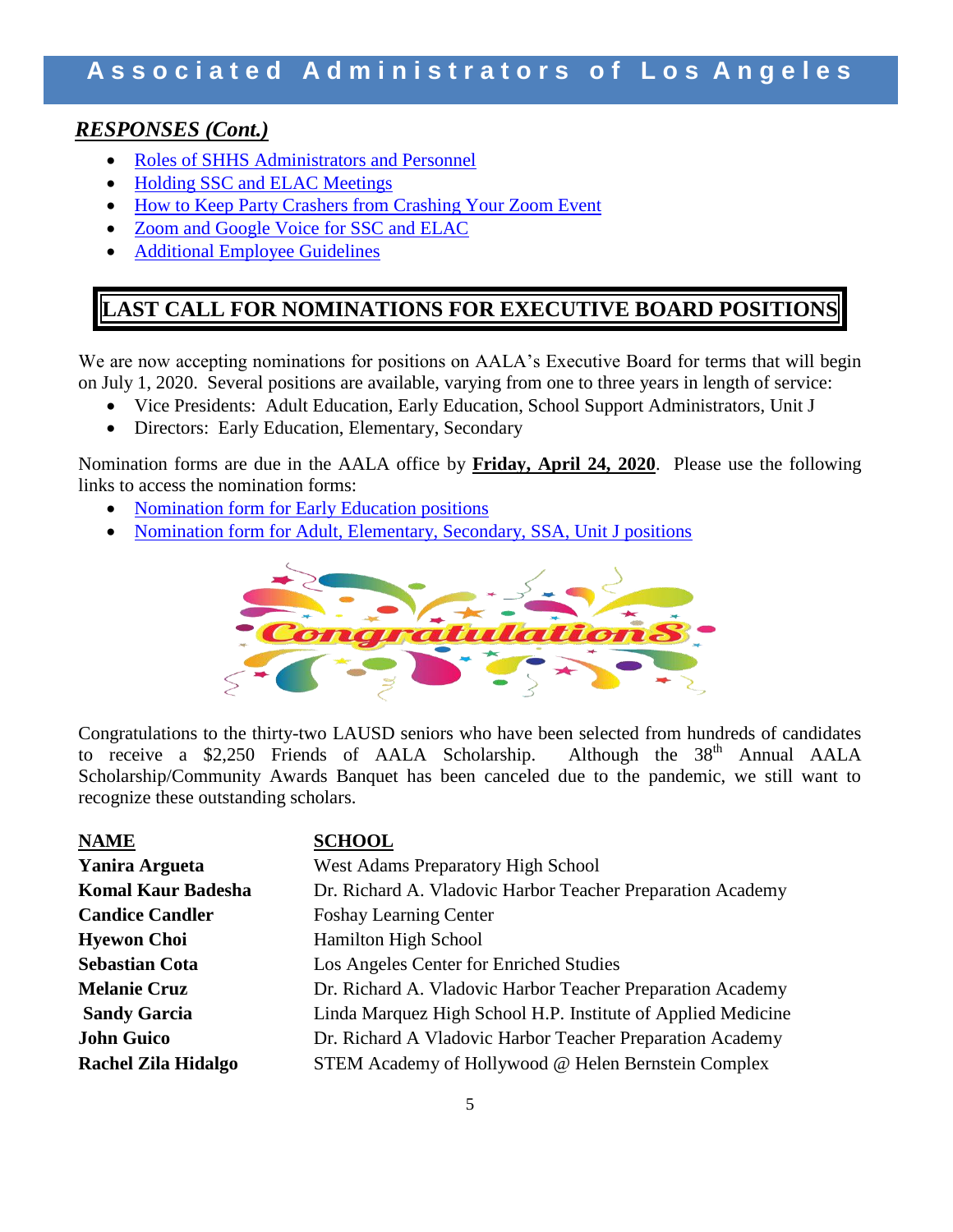## *RESPONSES (Cont.)*

- Roles of SHHS Administrators and Personnel
- Holding SSC and ELAC Meetings
- How to Keep Party Crashers from Crashing Your Zoom Event
- Zoom and Google Voice for SSC and ELAC
- Additional Employee Guidelines

## LAST CALL FOR NOMINATIONS FOR EXECUTIVE BOARD POSITIONS

We are now accepting nominations for positions on AALA's Executive Board for terms that will begin on July 1, 2020. Several positions are available, varying from one to three years in length of service:

- Vice Presidents: Adult Education, Early Education, School Support Administrators, Unit J
- Directors: Early Education, Elementary, Secondary

Nomination forms are due in the AALA office by **Friday, April 24, 2020**. Please use the following links to access the nomination forms:

- Nomination form for Early Education positions
- Nomination form for Adult, Elementary, Secondary, SSA, Unit J positions

Congratulations

Congratulations to the thirty-two LAUSD seniors who have been selected from hundreds of candidates to receive a $2,250 Friends of AALA Scholarship. Although the 38th Annual AALA Scholarship/Community Awards Banquet has been canceled due to the pandemic, we still want to recognize these outstanding scholars.

| NAME | SCHOOL |
|---|---|
| **Yanira Argueta** | West Adams Preparatory High School |
| **Komal Kaur Badesha** | Dr. Richard A. Vladovic Harbor Teacher Preparation Academy |
| **Candice Candler** | Foshay Learning Center |
| **Hyewon Choi** | Hamilton High School |
| **Sebastian Cota** | Los Angeles Center for Enriched Studies |
| **Melanie Cruz** | Dr. Richard A. Vladovic Harbor Teacher Preparation Academy |
| **Sandy Garcia** | Linda Marquez High School H.P. Institute of Applied Medicine |
| **John Guico** | Dr. Richard A Vladovic Harbor Teacher Preparation Academy |
| **Rachel Zila Hidalgo** | STEM Academy of Hollywood @ Helen Bernstein Complex |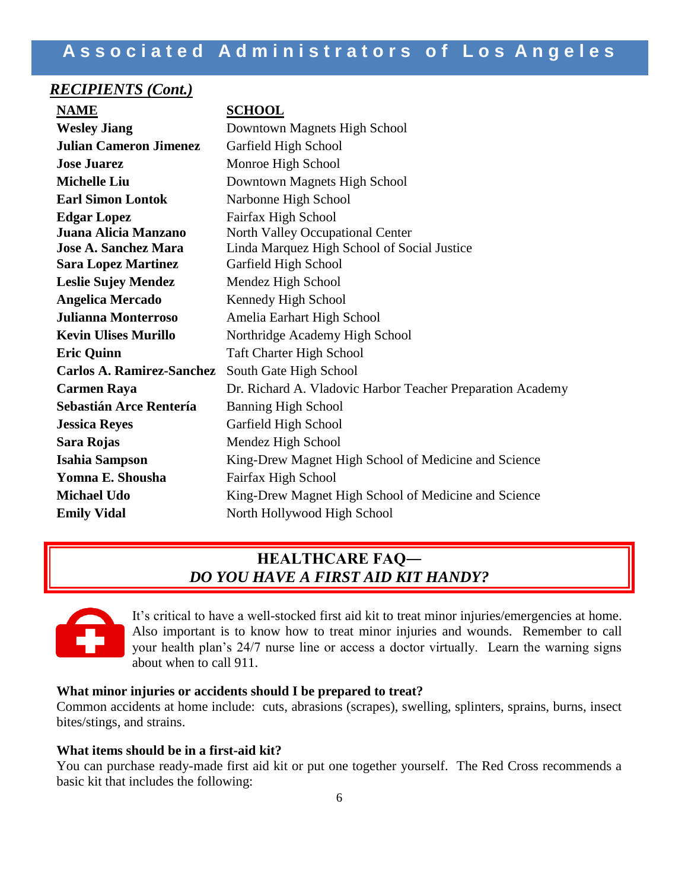## RECIPIENTS (Cont.)

| NAME | SCHOOL |
|---|---|
| **Wesley Jiang** | Downtown Magnets High School |
| **Julian Cameron Jimenez** | Garfield High School |
| **Jose Juarez** | Monroe High School |
| **Michelle Liu** | Downtown Magnets High School |
| **Earl Simon Lontok** | Narbonne High School |
| **Edgar Lopez** | Fairfax High School |
| **Juana Alicia Manzano** | North Valley Occupational Center |
| **Jose A. Sanchez Mara** | Linda Marquez High School of Social Justice |
| **Sara Lopez Martinez** | Garfield High School |
| **Leslie Sujey Mendez** | Mendez High School |
| **Angelica Mercado** | Kennedy High School |
| **Julianna Monterroso** | Amelia Earhart High School |
| **Kevin Ulises Murillo** | Northridge Academy High School |
| **Eric Quinn** | Taft Charter High School |
| **Carlos A. Ramirez-Sanchez** | South Gate High School |
| **Carmen Raya** | Dr. Richard A. Vladovic Harbor Teacher Preparation Academy |
| **Sebastián Arce Rentería** | Banning High School |
| **Jessica Reyes** | Garfield High School |
| **Sara Rojas** | Mendez High School |
| **Isahia Sampson** | King-Drew Magnet High School of Medicine and Science |
| **Yomna E. Shousha** | Fairfax High School |
| **Michael Udo** | King-Drew Magnet High School of Medicine and Science |
| **Emily Vidal** | North Hollywood High School |

## HEALTHCARE FAQ— *DO YOU HAVE A FIRST AID KIT HANDY?*

It's critical to have a well-stocked first aid kit to treat minor injuries/emergencies at home. Also important is to know how to treat minor injuries and wounds. Remember to call your health plan's 24/7 nurse line or access a doctor virtually. Learn the warning signs about when to call 911.

**What minor injuries or accidents should I be prepared to treat?**
Common accidents at home include: cuts, abrasions (scrapes), swelling, splinters, sprains, burns, insect bites/stings, and strains.

**What items should be in a first-aid kit?**
You can purchase ready-made first aid kit or put one together yourself. The Red Cross recommends a basic kit that includes the following: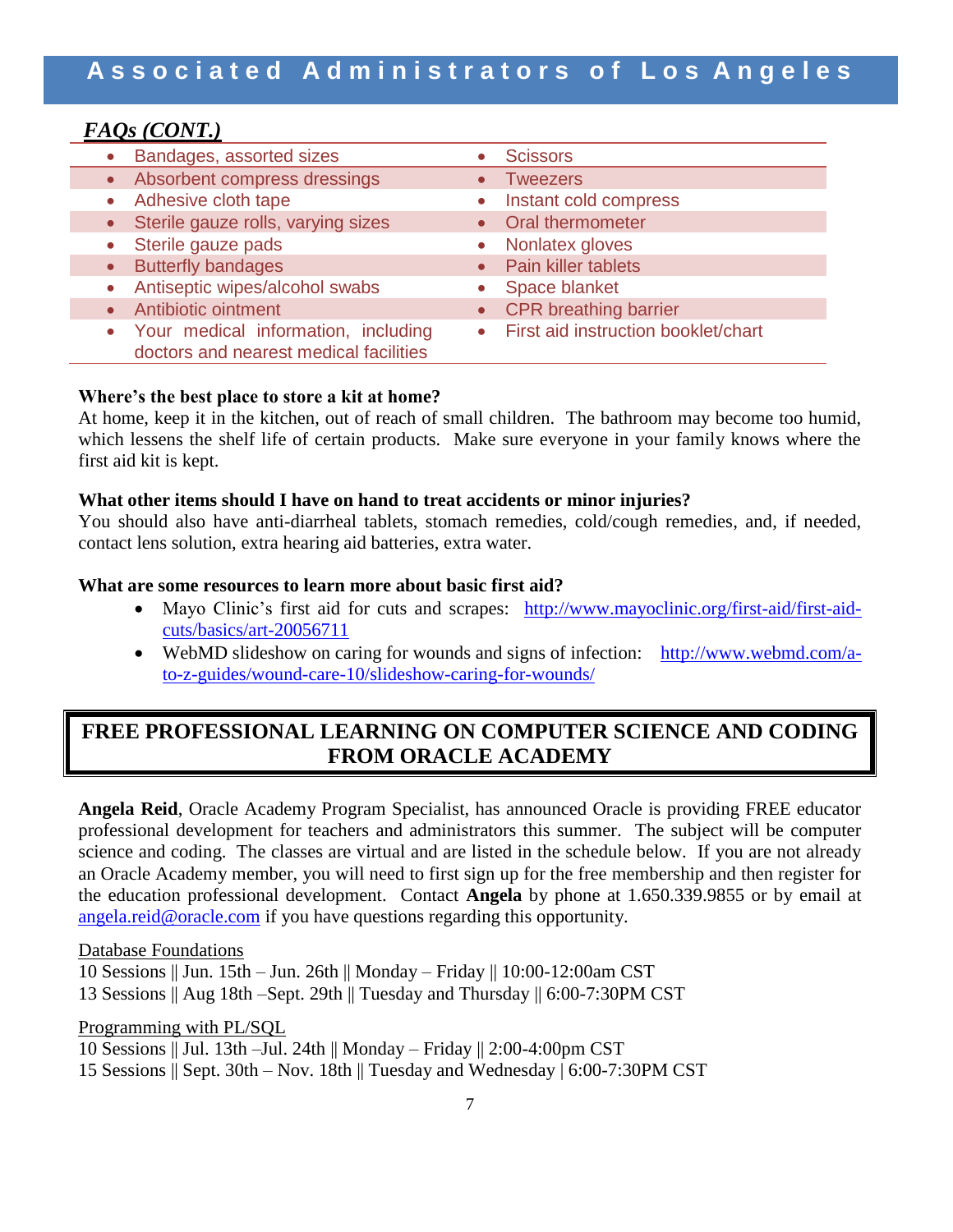## *FAQs (CONT.)*

| | |
|---|---|
| • Bandages, assorted sizes | • Scissors |
| • Absorbent compress dressings | • Tweezers |
| • Adhesive cloth tape | • Instant cold compress |
| • Sterile gauze rolls, varying sizes | • Oral thermometer |
| • Sterile gauze pads | • Nonlatex gloves |
| • Butterfly bandages | • Pain killer tablets |
| • Antiseptic wipes/alcohol swabs | • Space blanket |
| • Antibiotic ointment | • CPR breathing barrier |
| • Your medical information, including doctors and nearest medical facilities | • First aid instruction booklet/chart |

**Where's the best place to store a kit at home?**
At home, keep it in the kitchen, out of reach of small children. The bathroom may become too humid, which lessens the shelf life of certain products. Make sure everyone in your family knows where the first aid kit is kept.

**What other items should I have on hand to treat accidents or minor injuries?**
You should also have anti-diarrheal tablets, stomach remedies, cold/cough remedies, and, if needed, contact lens solution, extra hearing aid batteries, extra water.

**What are some resources to learn more about basic first aid?**

- Mayo Clinic's first aid for cuts and scrapes: http://www.mayoclinic.org/first-aid/first-aid-cuts/basics/art-20056711
- WebMD slideshow on caring for wounds and signs of infection: http://www.webmd.com/a-to-z-guides/wound-care-10/slideshow-caring-for-wounds/

## FREE PROFESSIONAL LEARNING ON COMPUTER SCIENCE AND CODING FROM ORACLE ACADEMY

**Angela Reid**, Oracle Academy Program Specialist, has announced Oracle is providing FREE educator professional development for teachers and administrators this summer. The subject will be computer science and coding. The classes are virtual and are listed in the schedule below. If you are not already an Oracle Academy member, you will need to first sign up for the free membership and then register for the education professional development. Contact **Angela** by phone at 1.650.339.9855 or by email at angela.reid@oracle.com if you have questions regarding this opportunity.

Database Foundations
10 Sessions || Jun. 15th – Jun. 26th || Monday – Friday || 10:00-12:00am CST
13 Sessions || Aug 18th –Sept. 29th || Tuesday and Thursday || 6:00-7:30PM CST

Programming with PL/SQL
10 Sessions || Jul. 13th –Jul. 24th || Monday – Friday || 2:00-4:00pm CST
15 Sessions || Sept. 30th – Nov. 18th || Tuesday and Wednesday | 6:00-7:30PM CST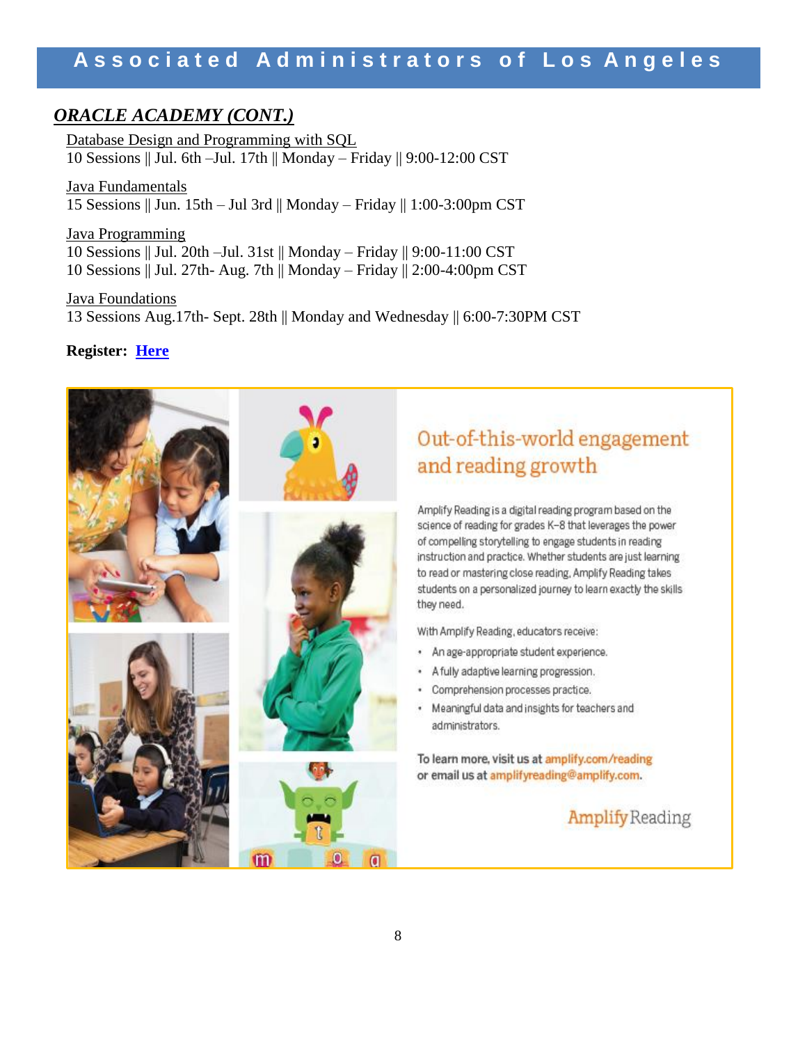## *ORACLE ACADEMY (CONT.)*

Database Design and Programming with SQL
10 Sessions || Jul. 6th –Jul. 17th || Monday – Friday || 9:00-12:00 CST

Java Fundamentals
15 Sessions || Jun. 15th – Jul 3rd || Monday – Friday || 1:00-3:00pm CST

Java Programming
10 Sessions || Jul. 20th –Jul. 31st || Monday – Friday || 9:00-11:00 CST
10 Sessions || Jul. 27th- Aug. 7th || Monday – Friday || 2:00-4:00pm CST

Java Foundations
13 Sessions Aug.17th- Sept. 28th || Monday and Wednesday || 6:00-7:30PM CST

**Register: Here**

## Out-of-this-world engagement and reading growth

Amplify Reading is a digital reading program based on the science of reading for grades K–8 that leverages the power of compelling storytelling to engage students in reading instruction and practice. Whether students are just learning to read or mastering close reading, Amplify Reading takes students on a personalized journey to learn exactly the skills they need.

With Amplify Reading, educators receive:

- An age-appropriate student experience.
- A fully adaptive learning progression.
- Comprehension processes practice.
- Meaningful data and insights for teachers and administrators.

To learn more, visit us at amplify.com/reading or email us at amplifyreading@amplify.com.

Amplify Reading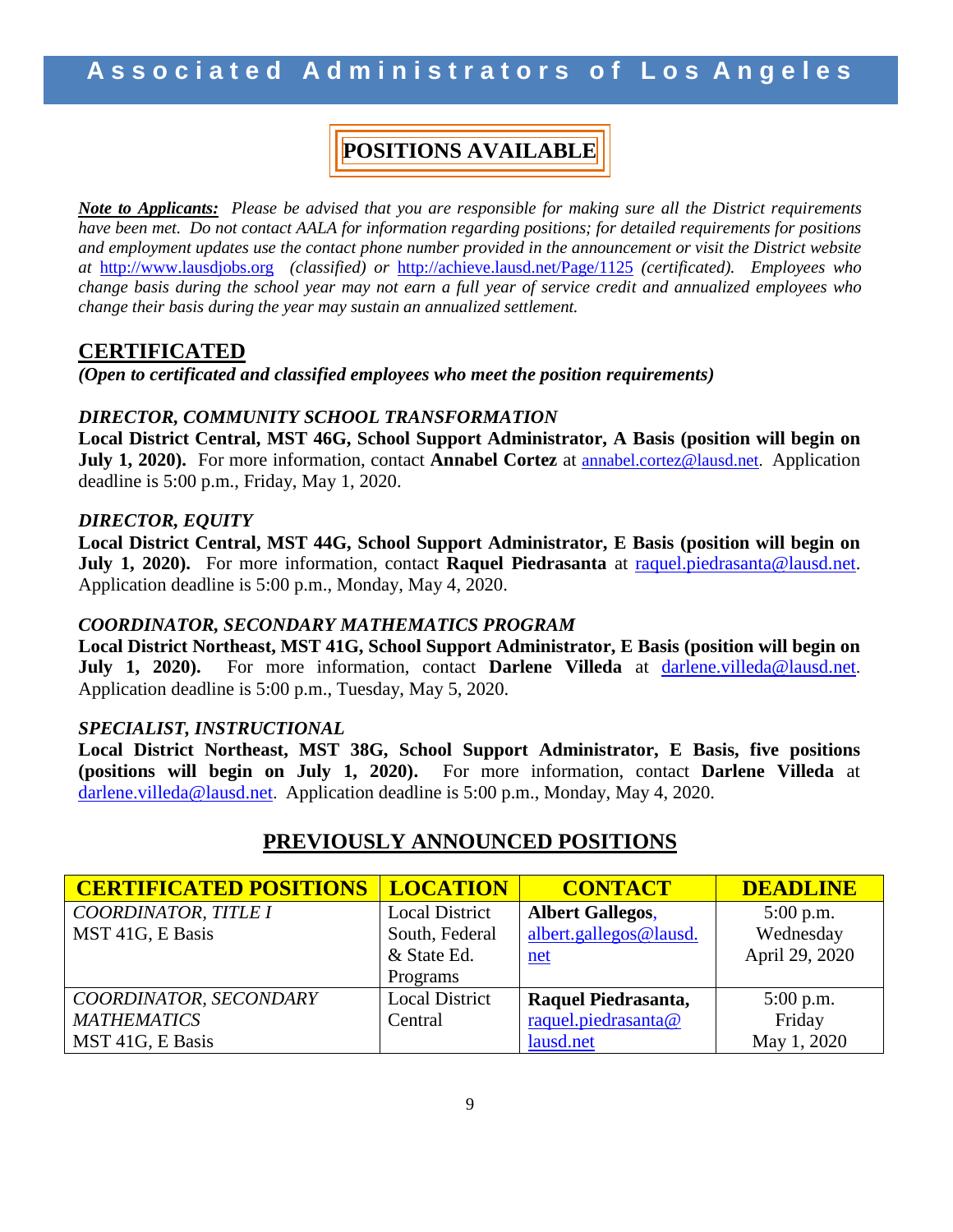# Associated Administrators of Los Angeles

## POSITIONS AVAILABLE

***Note to Applicants:*** *Please be advised that you are responsible for making sure all the District requirements have been met. Do not contact AALA for information regarding positions; for detailed requirements for positions and employment updates use the contact phone number provided in the announcement or visit the District website at* http://www.lausdjobs.org *(classified) or* http://achieve.lausd.net/Page/1125 *(certificated). Employees who change basis during the school year may not earn a full year of service credit and annualized employees who change their basis during the year may sustain an annualized settlement.*

## CERTIFICATED

***(Open to certificated and classified employees who meet the position requirements)***

***DIRECTOR, COMMUNITY SCHOOL TRANSFORMATION***

**Local District Central, MST 46G, School Support Administrator, A Basis (position will begin on July 1, 2020).** For more information, contact **Annabel Cortez** at annabel.cortez@lausd.net. Application deadline is 5:00 p.m., Friday, May 1, 2020.

***DIRECTOR, EQUITY***

**Local District Central, MST 44G, School Support Administrator, E Basis (position will begin on July 1, 2020).** For more information, contact **Raquel Piedrasanta** at raquel.piedrasanta@lausd.net. Application deadline is 5:00 p.m., Monday, May 4, 2020.

***COORDINATOR, SECONDARY MATHEMATICS PROGRAM***

**Local District Northeast, MST 41G, School Support Administrator, E Basis (position will begin on July 1, 2020).** For more information, contact **Darlene Villeda** at darlene.villeda@lausd.net. Application deadline is 5:00 p.m., Tuesday, May 5, 2020.

***SPECIALIST, INSTRUCTIONAL***

**Local District Northeast, MST 38G, School Support Administrator, E Basis, five positions (positions will begin on July 1, 2020).** For more information, contact **Darlene Villeda** at darlene.villeda@lausd.net. Application deadline is 5:00 p.m., Monday, May 4, 2020.

## PREVIOUSLY ANNOUNCED POSITIONS

| CERTIFICATED POSITIONS | LOCATION | CONTACT | DEADLINE |
|---|---|---|---|
| *COORDINATOR, TITLE I* MST 41G, E Basis | Local District South, Federal & State Ed. Programs | **Albert Gallegos**, albert.gallegos@lausd.net | 5:00 p.m. Wednesday April 29, 2020 |
| *COORDINATOR, SECONDARY MATHEMATICS* MST 41G, E Basis | Local District Central | **Raquel Piedrasanta,** raquel.piedrasanta@lausd.net | 5:00 p.m. Friday May 1, 2020 |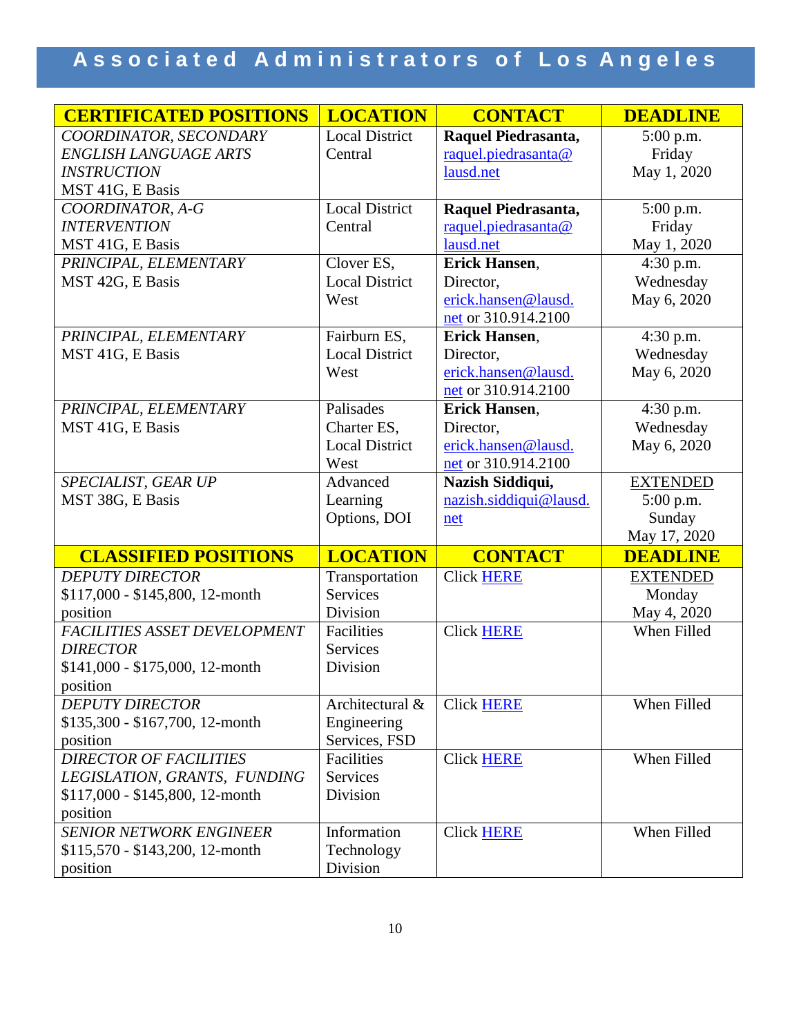| CERTIFICATED POSITIONS | LOCATION | CONTACT | DEADLINE |
|---|---|---|---|
| *COORDINATOR, SECONDARY ENGLISH LANGUAGE ARTS INSTRUCTION* MST 41G, E Basis | Local District Central | **Raquel Piedrasanta,** raquel.piedrasanta@lausd.net | 5:00 p.m. Friday May 1, 2020 |
| *COORDINATOR, A-G INTERVENTION* MST 41G, E Basis | Local District Central | **Raquel Piedrasanta,** raquel.piedrasanta@lausd.net | 5:00 p.m. Friday May 1, 2020 |
| *PRINCIPAL, ELEMENTARY* MST 42G, E Basis | Clover ES, Local District West | **Erick Hansen**, Director, erick.hansen@lausd.net or 310.914.2100 | 4:30 p.m. Wednesday May 6, 2020 |
| *PRINCIPAL, ELEMENTARY* MST 41G, E Basis | Fairburn ES, Local District West | **Erick Hansen**, Director, erick.hansen@lausd.net or 310.914.2100 | 4:30 p.m. Wednesday May 6, 2020 |
| *PRINCIPAL, ELEMENTARY* MST 41G, E Basis | Palisades Charter ES, Local District West | **Erick Hansen**, Director, erick.hansen@lausd.net or 310.914.2100 | 4:30 p.m. Wednesday May 6, 2020 |
| *SPECIALIST, GEAR UP* MST 38G, E Basis | Advanced Learning Options, DOI | **Nazish Siddiqui,** nazish.siddiqui@lausd.net | EXTENDED 5:00 p.m. Sunday May 17, 2020 |
| **CLASSIFIED POSITIONS** | **LOCATION** | **CONTACT** | **DEADLINE** |
| *DEPUTY DIRECTOR* $117,000 - $145,800, 12-month position | Transportation Services Division | Click HERE | EXTENDED Monday May 4, 2020 |
| *FACILITIES ASSET DEVELOPMENT DIRECTOR* $141,000 - $175,000, 12-month position | Facilities Services Division | Click HERE | When Filled |
| *DEPUTY DIRECTOR* $135,300 - $167,700, 12-month position | Architectural & Engineering Services, FSD | Click HERE | When Filled |
| *DIRECTOR OF FACILITIES LEGISLATION, GRANTS, FUNDING* $117,000 - $145,800, 12-month position | Facilities Services Division | Click HERE | When Filled |
| *SENIOR NETWORK ENGINEER* $115,570 - $143,200, 12-month position | Information Technology Division | Click HERE | When Filled |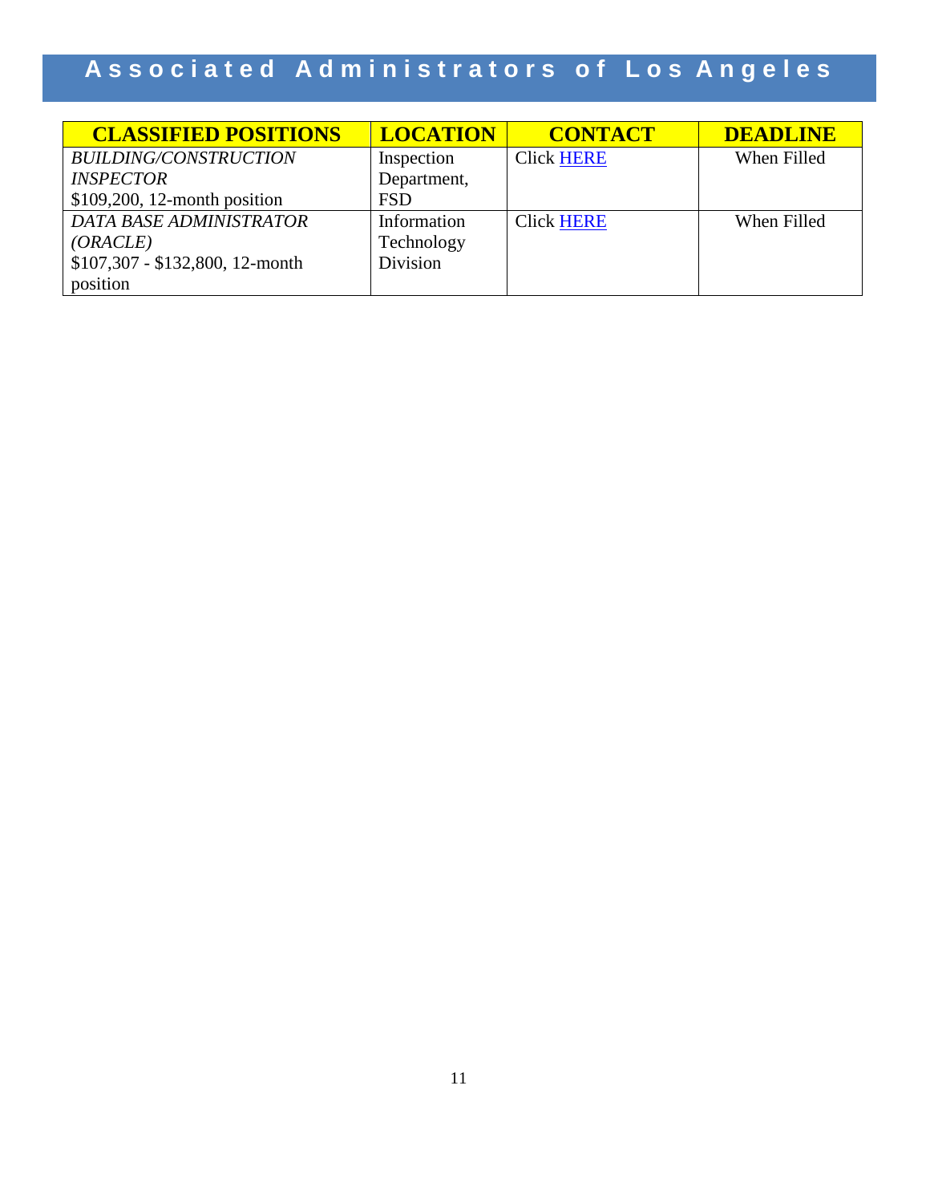# Associated Administrators of Los Angeles

| CLASSIFIED POSITIONS | LOCATION | CONTACT | DEADLINE |
|---|---|---|---|
| *BUILDING/CONSTRUCTION INSPECTOR* $109,200, 12-month position | Inspection Department, FSD | Click HERE | When Filled |
| *DATA BASE ADMINISTRATOR (ORACLE)* $107,307 - $132,800, 12-month position | Information Technology Division | Click HERE | When Filled |